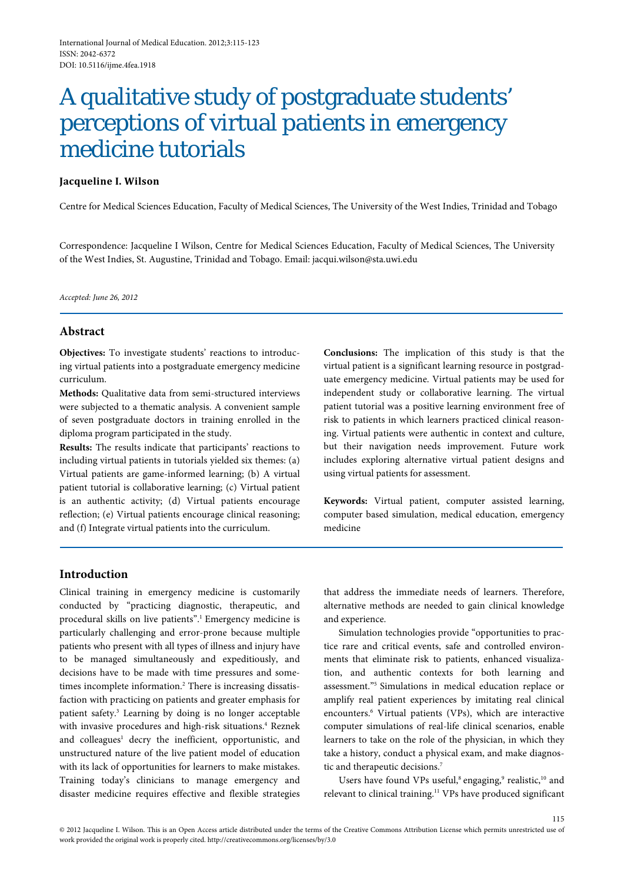International Journal of Medical Education. 2012;3:115-123
ISSN: 2042-6372
DOI: 10.5116/ijme.4fea.1918

# A qualitative study of postgraduate students' perceptions of virtual patients in emergency medicine tutorials

**Jacqueline I. Wilson**

Centre for Medical Sciences Education, Faculty of Medical Sciences, The University of the West Indies, Trinidad and Tobago

Correspondence: Jacqueline I Wilson, Centre for Medical Sciences Education, Faculty of Medical Sciences, The University of the West Indies, St. Augustine, Trinidad and Tobago. Email: jacqui.wilson@sta.uwi.edu

*Accepted: June 26, 2012*

## Abstract

**Objectives:** To investigate students' reactions to introducing virtual patients into a postgraduate emergency medicine curriculum.

**Methods:** Qualitative data from semi-structured interviews were subjected to a thematic analysis. A convenient sample of seven postgraduate doctors in training enrolled in the diploma program participated in the study.

**Results:** The results indicate that participants' reactions to including virtual patients in tutorials yielded six themes: (a) Virtual patients are game-informed learning; (b) A virtual patient tutorial is collaborative learning; (c) Virtual patient is an authentic activity; (d) Virtual patients encourage reflection; (e) Virtual patients encourage clinical reasoning; and (f) Integrate virtual patients into the curriculum.

**Conclusions:** The implication of this study is that the virtual patient is a significant learning resource in postgraduate emergency medicine. Virtual patients may be used for independent study or collaborative learning. The virtual patient tutorial was a positive learning environment free of risk to patients in which learners practiced clinical reasoning. Virtual patients were authentic in context and culture, but their navigation needs improvement. Future work includes exploring alternative virtual patient designs and using virtual patients for assessment.

**Keywords:** Virtual patient, computer assisted learning, computer based simulation, medical education, emergency medicine

## Introduction

Clinical training in emergency medicine is customarily conducted by "practicing diagnostic, therapeutic, and procedural skills on live patients".[1] Emergency medicine is particularly challenging and error-prone because multiple patients who present with all types of illness and injury have to be managed simultaneously and expeditiously, and decisions have to be made with time pressures and sometimes incomplete information.[2] There is increasing dissatisfaction with practicing on patients and greater emphasis for patient safety.[3] Learning by doing is no longer acceptable with invasive procedures and high-risk situations.[4] Reznek and colleagues[1] decry the inefficient, opportunistic, and unstructured nature of the live patient model of education with its lack of opportunities for learners to make mistakes. Training today's clinicians to manage emergency and disaster medicine requires effective and flexible strategies that address the immediate needs of learners. Therefore, alternative methods are needed to gain clinical knowledge and experience.

Simulation technologies provide "opportunities to practice rare and critical events, safe and controlled environments that eliminate risk to patients, enhanced visualization, and authentic contexts for both learning and assessment."[5] Simulations in medical education replace or amplify real patient experiences by imitating real clinical encounters.[6] Virtual patients (VPs), which are interactive computer simulations of real-life clinical scenarios, enable learners to take on the role of the physician, in which they take a history, conduct a physical exam, and make diagnostic and therapeutic decisions.[7]

Users have found VPs useful,[8] engaging,[9] realistic,[10] and relevant to clinical training.[11] VPs have produced significant

© 2012 Jacqueline I. Wilson. This is an Open Access article distributed under the terms of the Creative Commons Attribution License which permits unrestricted use of work provided the original work is properly cited. http://creativecommons.org/licenses/by/3.0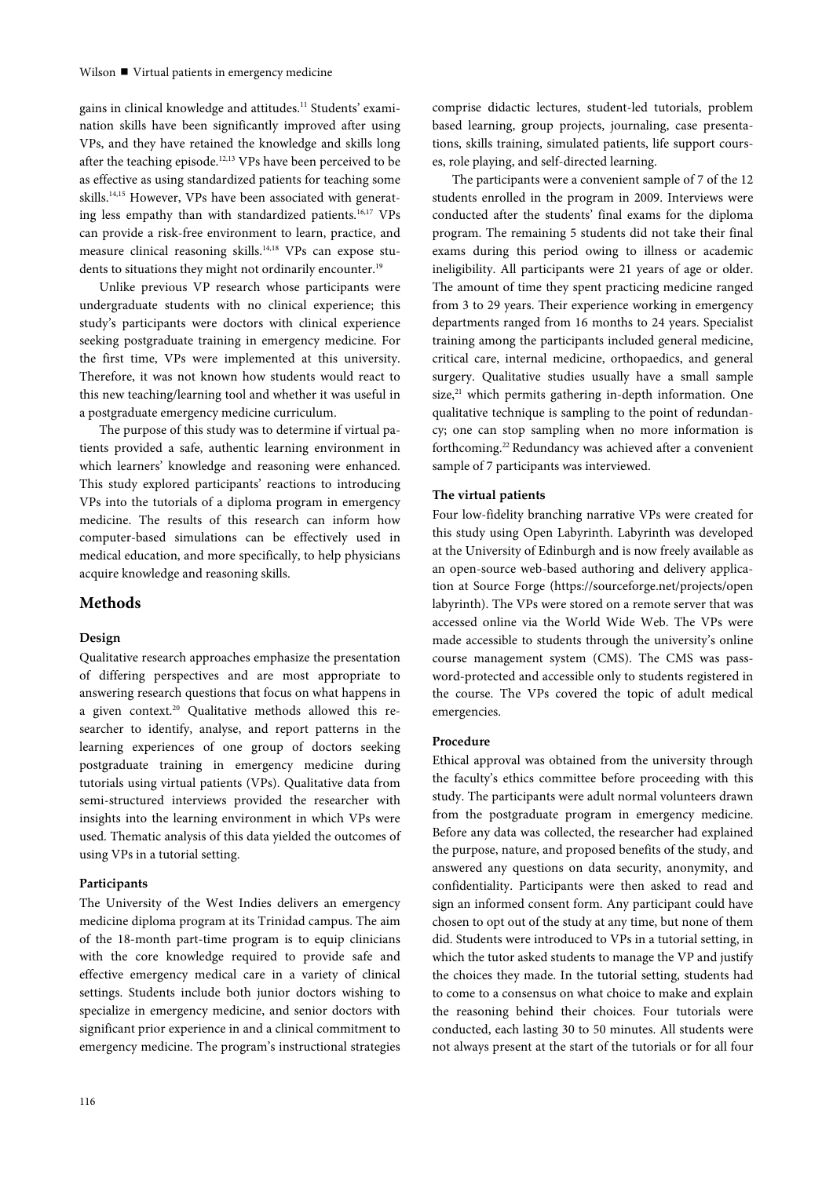gains in clinical knowledge and attitudes.[11] Students' examination skills have been significantly improved after using VPs, and they have retained the knowledge and skills long after the teaching episode.[12,13] VPs have been perceived to be as effective as using standardized patients for teaching some skills.[14,15] However, VPs have been associated with generating less empathy than with standardized patients.[16,17] VPs can provide a risk-free environment to learn, practice, and measure clinical reasoning skills.[14,18] VPs can expose students to situations they might not ordinarily encounter.[19]

Unlike previous VP research whose participants were undergraduate students with no clinical experience; this study's participants were doctors with clinical experience seeking postgraduate training in emergency medicine. For the first time, VPs were implemented at this university. Therefore, it was not known how students would react to this new teaching/learning tool and whether it was useful in a postgraduate emergency medicine curriculum.

The purpose of this study was to determine if virtual patients provided a safe, authentic learning environment in which learners' knowledge and reasoning were enhanced. This study explored participants' reactions to introducing VPs into the tutorials of a diploma program in emergency medicine. The results of this research can inform how computer-based simulations can be effectively used in medical education, and more specifically, to help physicians acquire knowledge and reasoning skills.

## Methods

### Design

Qualitative research approaches emphasize the presentation of differing perspectives and are most appropriate to answering research questions that focus on what happens in a given context.[20] Qualitative methods allowed this researcher to identify, analyse, and report patterns in the learning experiences of one group of doctors seeking postgraduate training in emergency medicine during tutorials using virtual patients (VPs). Qualitative data from semi-structured interviews provided the researcher with insights into the learning environment in which VPs were used. Thematic analysis of this data yielded the outcomes of using VPs in a tutorial setting.

### Participants

The University of the West Indies delivers an emergency medicine diploma program at its Trinidad campus. The aim of the 18-month part-time program is to equip clinicians with the core knowledge required to provide safe and effective emergency medical care in a variety of clinical settings. Students include both junior doctors wishing to specialize in emergency medicine, and senior doctors with significant prior experience in and a clinical commitment to emergency medicine. The program's instructional strategies comprise didactic lectures, student-led tutorials, problem based learning, group projects, journaling, case presentations, skills training, simulated patients, life support courses, role playing, and self-directed learning.

The participants were a convenient sample of 7 of the 12 students enrolled in the program in 2009. Interviews were conducted after the students' final exams for the diploma program. The remaining 5 students did not take their final exams during this period owing to illness or academic ineligibility. All participants were 21 years of age or older. The amount of time they spent practicing medicine ranged from 3 to 29 years. Their experience working in emergency departments ranged from 16 months to 24 years. Specialist training among the participants included general medicine, critical care, internal medicine, orthopaedics, and general surgery. Qualitative studies usually have a small sample size,[21] which permits gathering in-depth information. One qualitative technique is sampling to the point of redundancy; one can stop sampling when no more information is forthcoming.[22] Redundancy was achieved after a convenient sample of 7 participants was interviewed.

### The virtual patients

Four low-fidelity branching narrative VPs were created for this study using Open Labyrinth. Labyrinth was developed at the University of Edinburgh and is now freely available as an open-source web-based authoring and delivery application at Source Forge (https://sourceforge.net/projects/openlabyrinth). The VPs were stored on a remote server that was accessed online via the World Wide Web. The VPs were made accessible to students through the university's online course management system (CMS). The CMS was password-protected and accessible only to students registered in the course. The VPs covered the topic of adult medical emergencies.

### Procedure

Ethical approval was obtained from the university through the faculty's ethics committee before proceeding with this study. The participants were adult normal volunteers drawn from the postgraduate program in emergency medicine. Before any data was collected, the researcher had explained the purpose, nature, and proposed benefits of the study, and answered any questions on data security, anonymity, and confidentiality. Participants were then asked to read and sign an informed consent form. Any participant could have chosen to opt out of the study at any time, but none of them did. Students were introduced to VPs in a tutorial setting, in which the tutor asked students to manage the VP and justify the choices they made. In the tutorial setting, students had to come to a consensus on what choice to make and explain the reasoning behind their choices. Four tutorials were conducted, each lasting 30 to 50 minutes. All students were not always present at the start of the tutorials or for all four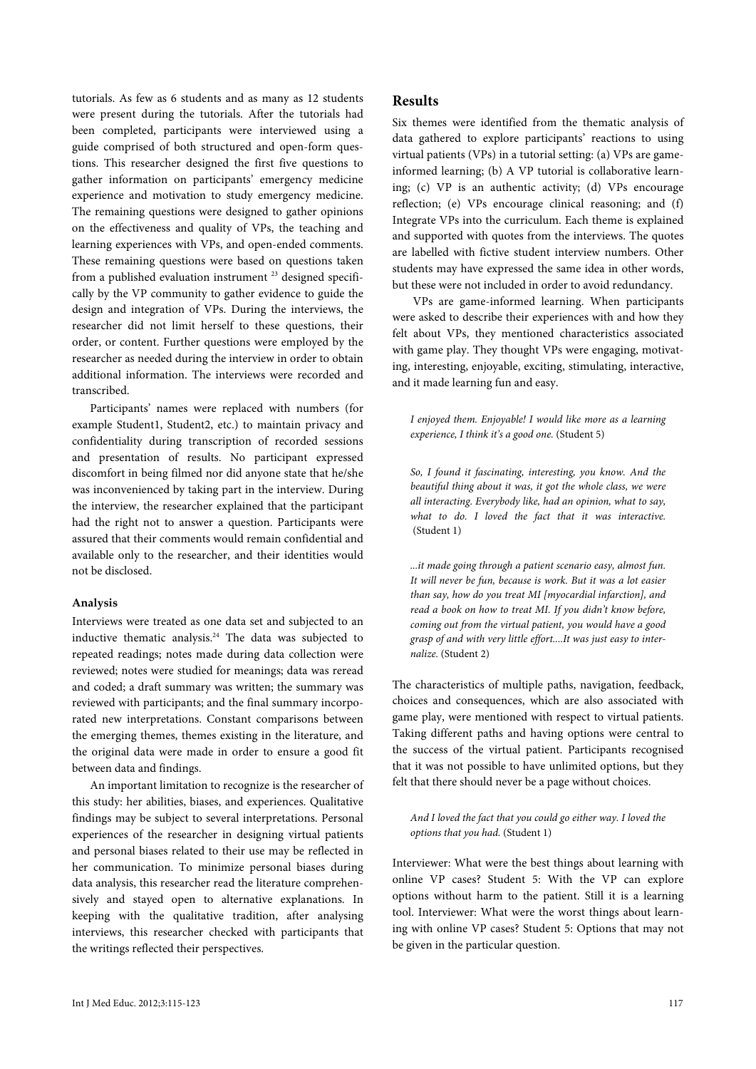tutorials. As few as 6 students and as many as 12 students were present during the tutorials. After the tutorials had been completed, participants were interviewed using a guide comprised of both structured and open-form questions. This researcher designed the first five questions to gather information on participants' emergency medicine experience and motivation to study emergency medicine. The remaining questions were designed to gather opinions on the effectiveness and quality of VPs, the teaching and learning experiences with VPs, and open-ended comments. These remaining questions were based on questions taken from a published evaluation instrument [23] designed specifically by the VP community to gather evidence to guide the design and integration of VPs. During the interviews, the researcher did not limit herself to these questions, their order, or content. Further questions were employed by the researcher as needed during the interview in order to obtain additional information. The interviews were recorded and transcribed.

Participants' names were replaced with numbers (for example Student1, Student2, etc.) to maintain privacy and confidentiality during transcription of recorded sessions and presentation of results. No participant expressed discomfort in being filmed nor did anyone state that he/she was inconvenienced by taking part in the interview. During the interview, the researcher explained that the participant had the right not to answer a question. Participants were assured that their comments would remain confidential and available only to the researcher, and their identities would not be disclosed.

### Analysis

Interviews were treated as one data set and subjected to an inductive thematic analysis.[24] The data was subjected to repeated readings; notes made during data collection were reviewed; notes were studied for meanings; data was reread and coded; a draft summary was written; the summary was reviewed with participants; and the final summary incorporated new interpretations. Constant comparisons between the emerging themes, themes existing in the literature, and the original data were made in order to ensure a good fit between data and findings.

An important limitation to recognize is the researcher of this study: her abilities, biases, and experiences. Qualitative findings may be subject to several interpretations. Personal experiences of the researcher in designing virtual patients and personal biases related to their use may be reflected in her communication. To minimize personal biases during data analysis, this researcher read the literature comprehensively and stayed open to alternative explanations. In keeping with the qualitative tradition, after analysing interviews, this researcher checked with participants that the writings reflected their perspectives.

## Results

Six themes were identified from the thematic analysis of data gathered to explore participants' reactions to using virtual patients (VPs) in a tutorial setting: (a) VPs are game-informed learning; (b) A VP tutorial is collaborative learning; (c) VP is an authentic activity; (d) VPs encourage reflection; (e) VPs encourage clinical reasoning; and (f) Integrate VPs into the curriculum. Each theme is explained and supported with quotes from the interviews. The quotes are labelled with fictive student interview numbers. Other students may have expressed the same idea in other words, but these were not included in order to avoid redundancy.

VPs are game-informed learning. When participants were asked to describe their experiences with and how they felt about VPs, they mentioned characteristics associated with game play. They thought VPs were engaging, motivating, interesting, enjoyable, exciting, stimulating, interactive, and it made learning fun and easy.

> *I enjoyed them. Enjoyable! I would like more as a learning experience, I think it's a good one.* (Student 5)

> *So, I found it fascinating, interesting, you know. And the beautiful thing about it was, it got the whole class, we were all interacting. Everybody like, had an opinion, what to say, what to do. I loved the fact that it was interactive.* (Student 1)

> *...it made going through a patient scenario easy, almost fun. It will never be fun, because is work. But it was a lot easier than say, how do you treat MI [myocardial infarction], and read a book on how to treat MI. If you didn't know before, coming out from the virtual patient, you would have a good grasp of and with very little effort....It was just easy to internalize.* (Student 2)

The characteristics of multiple paths, navigation, feedback, choices and consequences, which are also associated with game play, were mentioned with respect to virtual patients. Taking different paths and having options were central to the success of the virtual patient. Participants recognised that it was not possible to have unlimited options, but they felt that there should never be a page without choices.

> *And I loved the fact that you could go either way. I loved the options that you had.* (Student 1)

Interviewer: What were the best things about learning with online VP cases? Student 5: With the VP can explore options without harm to the patient. Still it is a learning tool. Interviewer: What were the worst things about learning with online VP cases? Student 5: Options that may not be given in the particular question.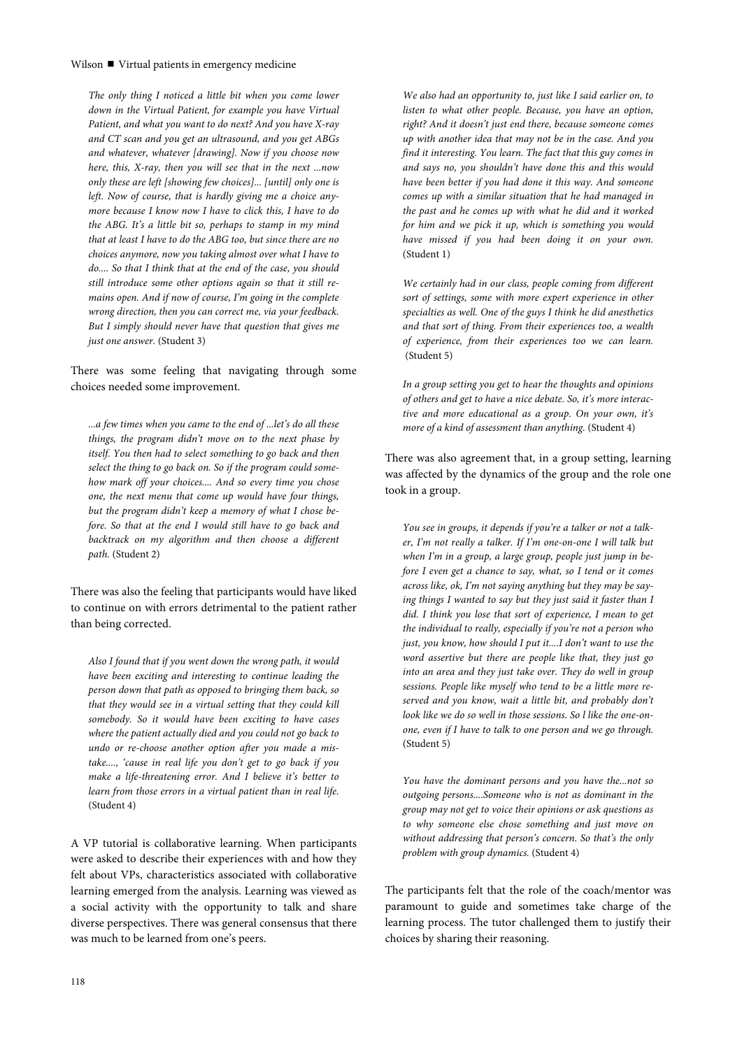*The only thing I noticed a little bit when you come lower down in the Virtual Patient, for example you have Virtual Patient, and what you want to do next? And you have X-ray and CT scan and you get an ultrasound, and you get ABGs and whatever, whatever [drawing]. Now if you choose now here, this, X-ray, then you will see that in the next ...now only these are left [showing few choices]... [until] only one is left. Now of course, that is hardly giving me a choice anymore because I know now I have to click this, I have to do the ABG. It's a little bit so, perhaps to stamp in my mind that at least I have to do the ABG too, but since there are no choices anymore, now you taking almost over what I have to do.... So that I think that at the end of the case, you should still introduce some other options again so that it still remains open. And if now of course, I'm going in the complete wrong direction, then you can correct me, via your feedback. But I simply should never have that question that gives me just one answer.* (Student 3)

There was some feeling that navigating through some choices needed some improvement.

*...a few times when you came to the end of ...let's do all these things, the program didn't move on to the next phase by itself. You then had to select something to go back and then select the thing to go back on. So if the program could somehow mark off your choices.... And so every time you chose one, the next menu that come up would have four things, but the program didn't keep a memory of what I chose before. So that at the end I would still have to go back and backtrack on my algorithm and then choose a different path.* (Student 2)

There was also the feeling that participants would have liked to continue on with errors detrimental to the patient rather than being corrected.

*Also I found that if you went down the wrong path, it would have been exciting and interesting to continue leading the person down that path as opposed to bringing them back, so that they would see in a virtual setting that they could kill somebody. So it would have been exciting to have cases where the patient actually died and you could not go back to undo or re-choose another option after you made a mistake...., 'cause in real life you don't get to go back if you make a life-threatening error. And I believe it's better to learn from those errors in a virtual patient than in real life.* (Student 4)

A VP tutorial is collaborative learning. When participants were asked to describe their experiences with and how they felt about VPs, characteristics associated with collaborative learning emerged from the analysis. Learning was viewed as a social activity with the opportunity to talk and share diverse perspectives. There was general consensus that there was much to be learned from one's peers.

*We also had an opportunity to, just like I said earlier on, to listen to what other people. Because, you have an option, right? And it doesn't just end there, because someone comes up with another idea that may not be in the case. And you find it interesting. You learn. The fact that this guy comes in and says no, you shouldn't have done this and this would have been better if you had done it this way. And someone comes up with a similar situation that he had managed in the past and he comes up with what he did and it worked for him and we pick it up, which is something you would have missed if you had been doing it on your own.* (Student 1)

*We certainly had in our class, people coming from different sort of settings, some with more expert experience in other specialties as well. One of the guys I think he did anesthetics and that sort of thing. From their experiences too, a wealth of experience, from their experiences too we can learn.* (Student 5)

*In a group setting you get to hear the thoughts and opinions of others and get to have a nice debate. So, it's more interactive and more educational as a group. On your own, it's more of a kind of assessment than anything.* (Student 4)

There was also agreement that, in a group setting, learning was affected by the dynamics of the group and the role one took in a group.

*You see in groups, it depends if you're a talker or not a talker, I'm not really a talker. If I'm one-on-one I will talk but when I'm in a group, a large group, people just jump in before I even get a chance to say, what, so I tend or it comes across like, ok, I'm not saying anything but they may be saying things I wanted to say but they just said it faster than I did. I think you lose that sort of experience, I mean to get the individual to really, especially if you're not a person who just, you know, how should I put it....I don't want to use the word assertive but there are people like that, they just go into an area and they just take over. They do well in group sessions. People like myself who tend to be a little more reserved and you know, wait a little bit, and probably don't look like we do so well in those sessions. So l like the one-on-one, even if I have to talk to one person and we go through.* (Student 5)

*You have the dominant persons and you have the...not so outgoing persons....Someone who is not as dominant in the group may not get to voice their opinions or ask questions as to why someone else chose something and just move on without addressing that person's concern. So that's the only problem with group dynamics.* (Student 4)

The participants felt that the role of the coach/mentor was paramount to guide and sometimes take charge of the learning process. The tutor challenged them to justify their choices by sharing their reasoning.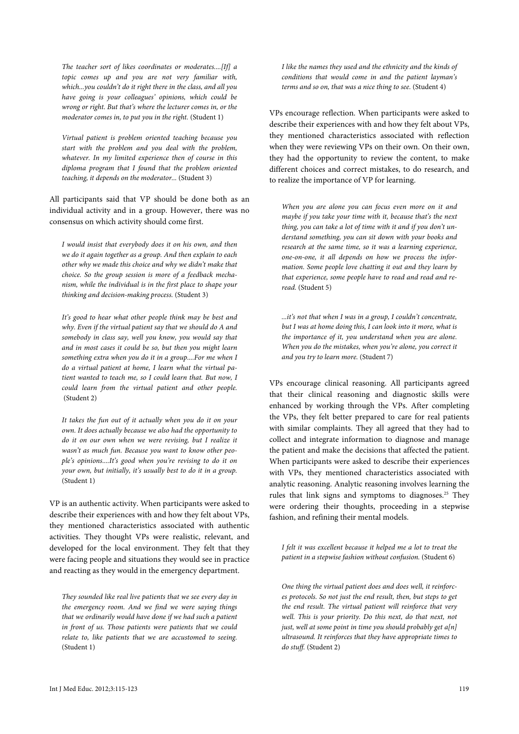*The teacher sort of likes coordinates or moderates....[If] a topic comes up and you are not very familiar with, which...you couldn't do it right there in the class, and all you have going is your colleagues' opinions, which could be wrong or right. But that's where the lecturer comes in, or the moderator comes in, to put you in the right.* (Student 1)

*Virtual patient is problem oriented teaching because you start with the problem and you deal with the problem, whatever. In my limited experience then of course in this diploma program that I found that the problem oriented teaching, it depends on the moderator...* (Student 3)

All participants said that VP should be done both as an individual activity and in a group. However, there was no consensus on which activity should come first.

*I would insist that everybody does it on his own, and then we do it again together as a group. And then explain to each other why we made this choice and why we didn't make that choice. So the group session is more of a feedback mechanism, while the individual is in the first place to shape your thinking and decision-making process.* (Student 3)

*It's good to hear what other people think may be best and why. Even if the virtual patient say that we should do A and somebody in class say, well you know, you would say that and in most cases it could be so, but then you might learn something extra when you do it in a group....For me when I do a virtual patient at home, I learn what the virtual patient wanted to teach me, so I could learn that. But now, I could learn from the virtual patient and other people.* (Student 2)

*It takes the fun out of it actually when you do it on your own. It does actually because we also had the opportunity to do it on our own when we were revising, but I realize it wasn't as much fun. Because you want to know other people's opinions....It's good when you're revising to do it on your own, but initially, it's usually best to do it in a group.* (Student 1)

VP is an authentic activity. When participants were asked to describe their experiences with and how they felt about VPs, they mentioned characteristics associated with authentic activities. They thought VPs were realistic, relevant, and developed for the local environment. They felt that they were facing people and situations they would see in practice and reacting as they would in the emergency department.

*They sounded like real live patients that we see every day in the emergency room. And we find we were saying things that we ordinarily would have done if we had such a patient in front of us. Those patients were patients that we could relate to, like patients that we are accustomed to seeing.* (Student 1)

*I like the names they used and the ethnicity and the kinds of conditions that would come in and the patient layman's terms and so on, that was a nice thing to see.* (Student 4)

VPs encourage reflection. When participants were asked to describe their experiences with and how they felt about VPs, they mentioned characteristics associated with reflection when they were reviewing VPs on their own. On their own, they had the opportunity to review the content, to make different choices and correct mistakes, to do research, and to realize the importance of VP for learning.

*When you are alone you can focus even more on it and maybe if you take your time with it, because that's the next thing, you can take a lot of time with it and if you don't understand something, you can sit down with your books and research at the same time, so it was a learning experience, one-on-one, it all depends on how we process the information. Some people love chatting it out and they learn by that experience, some people have to read and read and reread.* (Student 5)

*...it's not that when I was in a group, I couldn't concentrate, but I was at home doing this, I can look into it more, what is the importance of it, you understand when you are alone. When you do the mistakes, when you're alone, you correct it and you try to learn more.* (Student 7)

VPs encourage clinical reasoning. All participants agreed that their clinical reasoning and diagnostic skills were enhanced by working through the VPs. After completing the VPs, they felt better prepared to care for real patients with similar complaints. They all agreed that they had to collect and integrate information to diagnose and manage the patient and make the decisions that affected the patient. When participants were asked to describe their experiences with VPs, they mentioned characteristics associated with analytic reasoning. Analytic reasoning involves learning the rules that link signs and symptoms to diagnoses.[25] They were ordering their thoughts, proceeding in a stepwise fashion, and refining their mental models.

*I felt it was excellent because it helped me a lot to treat the patient in a stepwise fashion without confusion.* (Student 6)

*One thing the virtual patient does and does well, it reinforces protocols. So not just the end result, then, but steps to get the end result. The virtual patient will reinforce that very well. This is your priority. Do this next, do that next, not just, well at some point in time you should probably get a[n] ultrasound. It reinforces that they have appropriate times to do stuff.* (Student 2)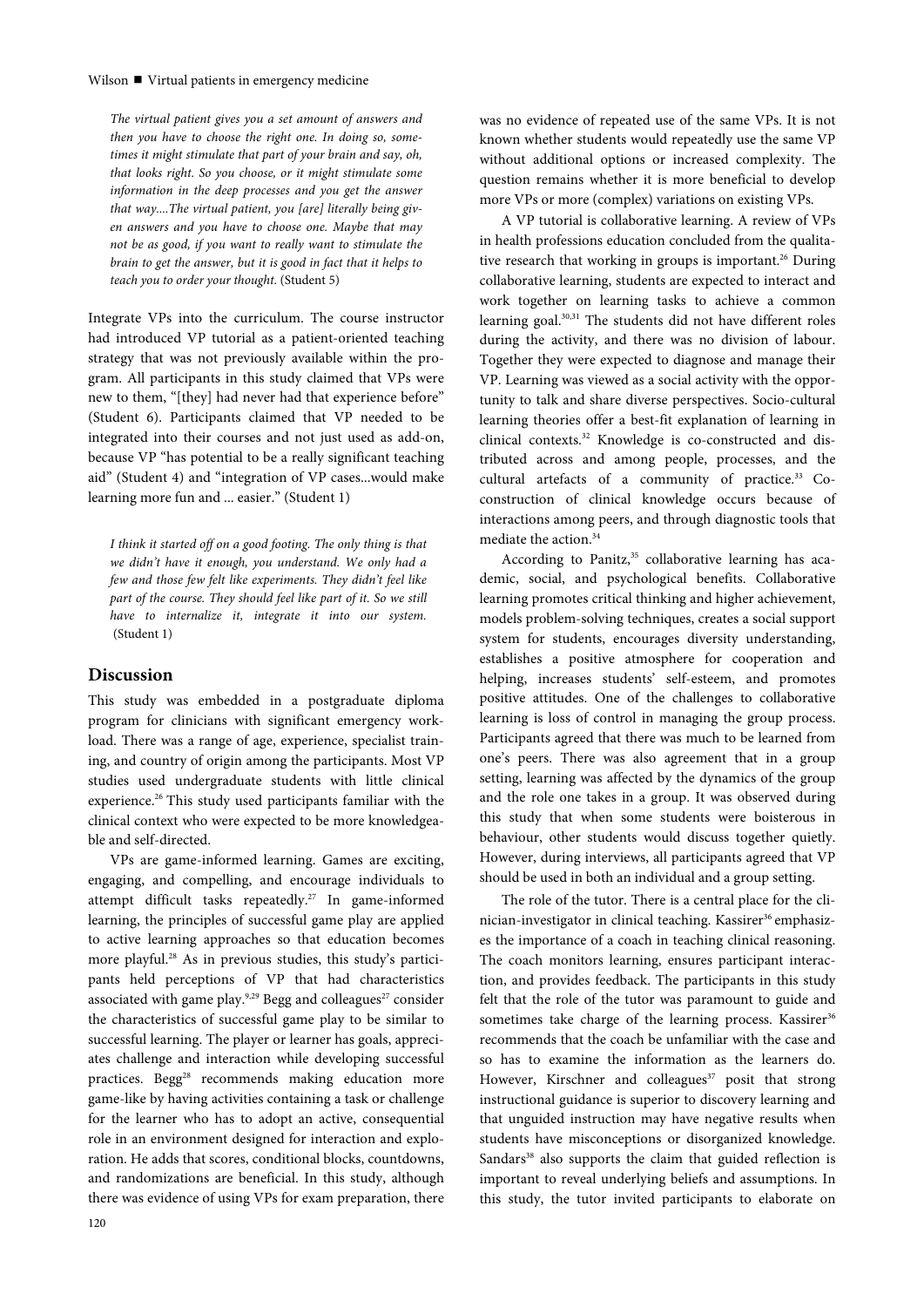*The virtual patient gives you a set amount of answers and then you have to choose the right one. In doing so, sometimes it might stimulate that part of your brain and say, oh, that looks right. So you choose, or it might stimulate some information in the deep processes and you get the answer that way....The virtual patient, you [are] literally being given answers and you have to choose one. Maybe that may not be as good, if you want to really want to stimulate the brain to get the answer, but it is good in fact that it helps to teach you to order your thought.* (Student 5)

Integrate VPs into the curriculum. The course instructor had introduced VP tutorial as a patient-oriented teaching strategy that was not previously available within the program. All participants in this study claimed that VPs were new to them, "[they] had never had that experience before" (Student 6). Participants claimed that VP needed to be integrated into their courses and not just used as add-on, because VP "has potential to be a really significant teaching aid" (Student 4) and "integration of VP cases...would make learning more fun and ... easier." (Student 1)

*I think it started off on a good footing. The only thing is that we didn't have it enough, you understand. We only had a few and those few felt like experiments. They didn't feel like part of the course. They should feel like part of it. So we still have to internalize it, integrate it into our system.* (Student 1)

## Discussion

This study was embedded in a postgraduate diploma program for clinicians with significant emergency workload. There was a range of age, experience, specialist training, and country of origin among the participants. Most VP studies used undergraduate students with little clinical experience.[26] This study used participants familiar with the clinical context who were expected to be more knowledgeable and self-directed.

VPs are game-informed learning. Games are exciting, engaging, and compelling, and encourage individuals to attempt difficult tasks repeatedly.[27] In game-informed learning, the principles of successful game play are applied to active learning approaches so that education becomes more playful.[28] As in previous studies, this study's participants held perceptions of VP that had characteristics associated with game play.[9,29] Begg and colleagues[27] consider the characteristics of successful game play to be similar to successful learning. The player or learner has goals, appreciates challenge and interaction while developing successful practices. Begg[28] recommends making education more game-like by having activities containing a task or challenge for the learner who has to adopt an active, consequential role in an environment designed for interaction and exploration. He adds that scores, conditional blocks, countdowns, and randomizations are beneficial. In this study, although there was evidence of using VPs for exam preparation, there was no evidence of repeated use of the same VPs. It is not known whether students would repeatedly use the same VP without additional options or increased complexity. The question remains whether it is more beneficial to develop more VPs or more (complex) variations on existing VPs.

A VP tutorial is collaborative learning. A review of VPs in health professions education concluded from the qualitative research that working in groups is important.[26] During collaborative learning, students are expected to interact and work together on learning tasks to achieve a common learning goal.[30,31] The students did not have different roles during the activity, and there was no division of labour. Together they were expected to diagnose and manage their VP. Learning was viewed as a social activity with the opportunity to talk and share diverse perspectives. Socio-cultural learning theories offer a best-fit explanation of learning in clinical contexts.[32] Knowledge is co-constructed and distributed across and among people, processes, and the cultural artefacts of a community of practice.[33] Co-construction of clinical knowledge occurs because of interactions among peers, and through diagnostic tools that mediate the action.[34]

According to Panitz,[35] collaborative learning has academic, social, and psychological benefits. Collaborative learning promotes critical thinking and higher achievement, models problem-solving techniques, creates a social support system for students, encourages diversity understanding, establishes a positive atmosphere for cooperation and helping, increases students' self-esteem, and promotes positive attitudes. One of the challenges to collaborative learning is loss of control in managing the group process. Participants agreed that there was much to be learned from one's peers. There was also agreement that in a group setting, learning was affected by the dynamics of the group and the role one takes in a group. It was observed during this study that when some students were boisterous in behaviour, other students would discuss together quietly. However, during interviews, all participants agreed that VP should be used in both an individual and a group setting.

The role of the tutor. There is a central place for the clinician-investigator in clinical teaching. Kassirer[36] emphasizes the importance of a coach in teaching clinical reasoning. The coach monitors learning, ensures participant interaction, and provides feedback. The participants in this study felt that the role of the tutor was paramount to guide and sometimes take charge of the learning process. Kassirer[36] recommends that the coach be unfamiliar with the case and so has to examine the information as the learners do. However, Kirschner and colleagues[37] posit that strong instructional guidance is superior to discovery learning and that unguided instruction may have negative results when students have misconceptions or disorganized knowledge. Sandars[38] also supports the claim that guided reflection is important to reveal underlying beliefs and assumptions. In this study, the tutor invited participants to elaborate on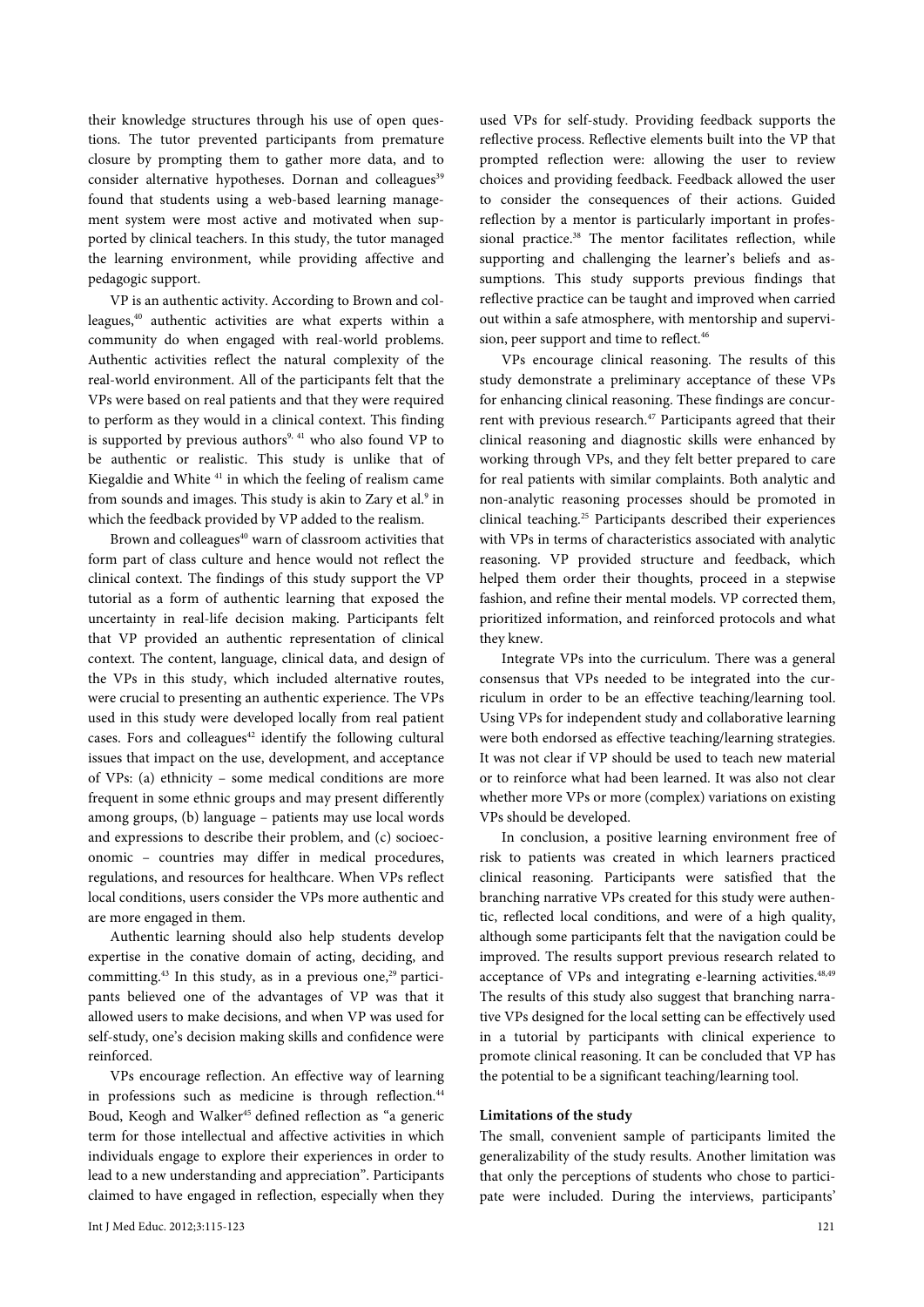their knowledge structures through his use of open questions. The tutor prevented participants from premature closure by prompting them to gather more data, and to consider alternative hypotheses. Dornan and colleagues[39] found that students using a web-based learning management system were most active and motivated when supported by clinical teachers. In this study, the tutor managed the learning environment, while providing affective and pedagogic support.

VP is an authentic activity. According to Brown and colleagues,[40] authentic activities are what experts within a community do when engaged with real-world problems. Authentic activities reflect the natural complexity of the real-world environment. All of the participants felt that the VPs were based on real patients and that they were required to perform as they would in a clinical context. This finding is supported by previous authors[9, 41] who also found VP to be authentic or realistic. This study is unlike that of Kiegaldie and White [41] in which the feeling of realism came from sounds and images. This study is akin to Zary et al.[9] in which the feedback provided by VP added to the realism.

Brown and colleagues[40] warn of classroom activities that form part of class culture and hence would not reflect the clinical context. The findings of this study support the VP tutorial as a form of authentic learning that exposed the uncertainty in real-life decision making. Participants felt that VP provided an authentic representation of clinical context. The content, language, clinical data, and design of the VPs in this study, which included alternative routes, were crucial to presenting an authentic experience. The VPs used in this study were developed locally from real patient cases. Fors and colleagues[42] identify the following cultural issues that impact on the use, development, and acceptance of VPs: (a) ethnicity – some medical conditions are more frequent in some ethnic groups and may present differently among groups, (b) language – patients may use local words and expressions to describe their problem, and (c) socioeconomic – countries may differ in medical procedures, regulations, and resources for healthcare. When VPs reflect local conditions, users consider the VPs more authentic and are more engaged in them.

Authentic learning should also help students develop expertise in the conative domain of acting, deciding, and committing.[43] In this study, as in a previous one,[29] participants believed one of the advantages of VP was that it allowed users to make decisions, and when VP was used for self-study, one's decision making skills and confidence were reinforced.

VPs encourage reflection. An effective way of learning in professions such as medicine is through reflection.[44] Boud, Keogh and Walker[45] defined reflection as "a generic term for those intellectual and affective activities in which individuals engage to explore their experiences in order to lead to a new understanding and appreciation". Participants claimed to have engaged in reflection, especially when they used VPs for self-study. Providing feedback supports the reflective process. Reflective elements built into the VP that prompted reflection were: allowing the user to review choices and providing feedback. Feedback allowed the user to consider the consequences of their actions. Guided reflection by a mentor is particularly important in professional practice.[38] The mentor facilitates reflection, while supporting and challenging the learner's beliefs and assumptions. This study supports previous findings that reflective practice can be taught and improved when carried out within a safe atmosphere, with mentorship and supervision, peer support and time to reflect.[46]

VPs encourage clinical reasoning. The results of this study demonstrate a preliminary acceptance of these VPs for enhancing clinical reasoning. These findings are concurrent with previous research.[47] Participants agreed that their clinical reasoning and diagnostic skills were enhanced by working through VPs, and they felt better prepared to care for real patients with similar complaints. Both analytic and non-analytic reasoning processes should be promoted in clinical teaching.[25] Participants described their experiences with VPs in terms of characteristics associated with analytic reasoning. VP provided structure and feedback, which helped them order their thoughts, proceed in a stepwise fashion, and refine their mental models. VP corrected them, prioritized information, and reinforced protocols and what they knew.

Integrate VPs into the curriculum. There was a general consensus that VPs needed to be integrated into the curriculum in order to be an effective teaching/learning tool. Using VPs for independent study and collaborative learning were both endorsed as effective teaching/learning strategies. It was not clear if VP should be used to teach new material or to reinforce what had been learned. It was also not clear whether more VPs or more (complex) variations on existing VPs should be developed.

In conclusion, a positive learning environment free of risk to patients was created in which learners practiced clinical reasoning. Participants were satisfied that the branching narrative VPs created for this study were authentic, reflected local conditions, and were of a high quality, although some participants felt that the navigation could be improved. The results support previous research related to acceptance of VPs and integrating e-learning activities.[48,49] The results of this study also suggest that branching narrative VPs designed for the local setting can be effectively used in a tutorial by participants with clinical experience to promote clinical reasoning. It can be concluded that VP has the potential to be a significant teaching/learning tool.

**Limitations of the study**

The small, convenient sample of participants limited the generalizability of the study results. Another limitation was that only the perceptions of students who chose to participate were included. During the interviews, participants'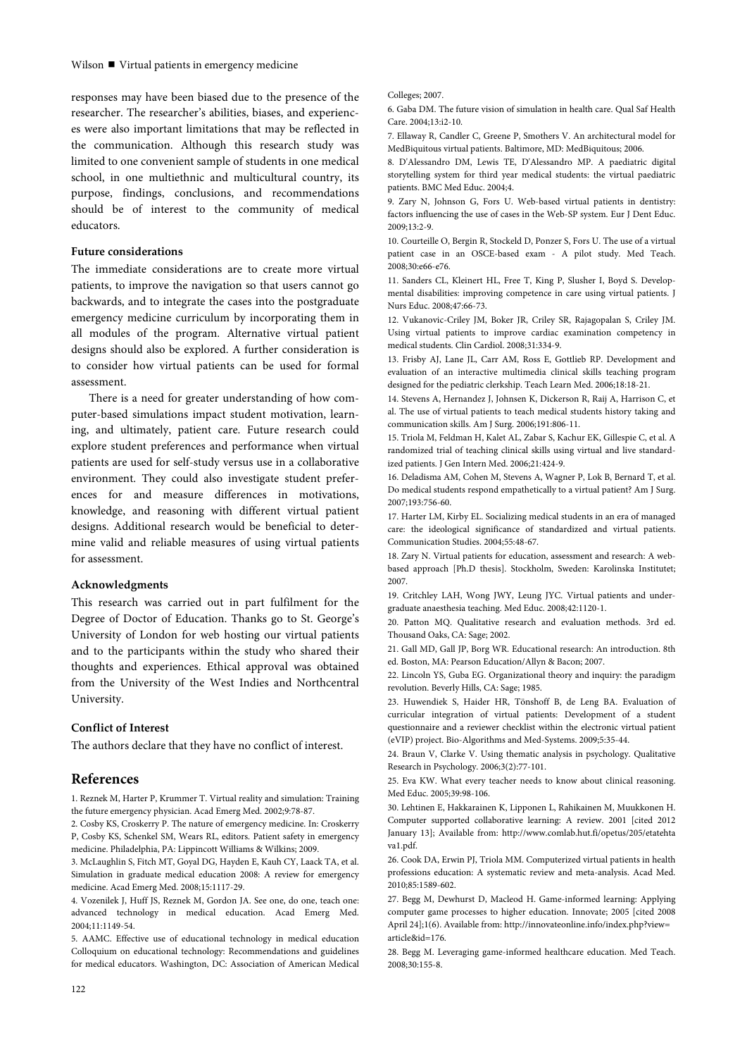responses may have been biased due to the presence of the researcher. The researcher's abilities, biases, and experiences were also important limitations that may be reflected in the communication. Although this research study was limited to one convenient sample of students in one medical school, in one multiethnic and multicultural country, its purpose, findings, conclusions, and recommendations should be of interest to the community of medical educators.

### Future considerations

The immediate considerations are to create more virtual patients, to improve the navigation so that users cannot go backwards, and to integrate the cases into the postgraduate emergency medicine curriculum by incorporating them in all modules of the program. Alternative virtual patient designs should also be explored. A further consideration is to consider how virtual patients can be used for formal assessment.

There is a need for greater understanding of how computer-based simulations impact student motivation, learning, and ultimately, patient care. Future research could explore student preferences and performance when virtual patients are used for self-study versus use in a collaborative environment. They could also investigate student preferences for and measure differences in motivations, knowledge, and reasoning with different virtual patient designs. Additional research would be beneficial to determine valid and reliable measures of using virtual patients for assessment.

### Acknowledgments

This research was carried out in part fulfilment for the Degree of Doctor of Education. Thanks go to St. George's University of London for web hosting our virtual patients and to the participants within the study who shared their thoughts and experiences. Ethical approval was obtained from the University of the West Indies and Northcentral University.

### Conflict of Interest

The authors declare that they have no conflict of interest.

## References

1. Reznek M, Harter P, Krummer T. Virtual reality and simulation: Training the future emergency physician. Acad Emerg Med. 2002;9:78-87.
2. Cosby KS, Croskerry P. The nature of emergency medicine. In: Croskerry P, Cosby KS, Schenkel SM, Wears RL, editors. Patient safety in emergency medicine. Philadelphia, PA: Lippincott Williams & Wilkins; 2009.
3. McLaughlin S, Fitch MT, Goyal DG, Hayden E, Kauh CY, Laack TA, et al. Simulation in graduate medical education 2008: A review for emergency medicine. Acad Emerg Med. 2008;15:1117-29.
4. Vozenilek J, Huff JS, Reznek M, Gordon JA. See one, do one, teach one: advanced technology in medical education. Acad Emerg Med. 2004;11:1149-54.
5. AAMC. Effective use of educational technology in medical education Colloquium on educational technology: Recommendations and guidelines for medical educators. Washington, DC: Association of American Medical Colleges; 2007.
6. Gaba DM. The future vision of simulation in health care. Qual Saf Health Care. 2004;13:i2-10.
7. Ellaway R, Candler C, Greene P, Smothers V. An architectural model for MedBiquitous virtual patients. Baltimore, MD: MedBiquitous; 2006.
8. D'Alessandro DM, Lewis TE, D'Alessandro MP. A paediatric digital storytelling system for third year medical students: the virtual paediatric patients. BMC Med Educ. 2004;4.
9. Zary N, Johnson G, Fors U. Web-based virtual patients in dentistry: factors influencing the use of cases in the Web-SP system. Eur J Dent Educ. 2009;13:2-9.
10. Courteille O, Bergin R, Stockeld D, Ponzer S, Fors U. The use of a virtual patient case in an OSCE-based exam - A pilot study. Med Teach. 2008;30:e66-e76.
11. Sanders CL, Kleinert HL, Free T, King P, Slusher I, Boyd S. Developmental disabilities: improving competence in care using virtual patients. J Nurs Educ. 2008;47:66-73.
12. Vukanovic-Criley JM, Boker JR, Criley SR, Rajagopalan S, Criley JM. Using virtual patients to improve cardiac examination competency in medical students. Clin Cardiol. 2008;31:334-9.
13. Frisby AJ, Lane JL, Carr AM, Ross E, Gottlieb RP. Development and evaluation of an interactive multimedia clinical skills teaching program designed for the pediatric clerkship. Teach Learn Med. 2006;18:18-21.
14. Stevens A, Hernandez J, Johnsen K, Dickerson R, Raij A, Harrison C, et al. The use of virtual patients to teach medical students history taking and communication skills. Am J Surg. 2006;191:806-11.
15. Triola M, Feldman H, Kalet AL, Zabar S, Kachur EK, Gillespie C, et al. A randomized trial of teaching clinical skills using virtual and live standardized patients. J Gen Intern Med. 2006;21:424-9.
16. Deladisma AM, Cohen M, Stevens A, Wagner P, Lok B, Bernard T, et al. Do medical students respond empathetically to a virtual patient? Am J Surg. 2007;193:756-60.
17. Harter LM, Kirby EL. Socializing medical students in an era of managed care: the ideological significance of standardized and virtual patients. Communication Studies. 2004;55:48-67.
18. Zary N. Virtual patients for education, assessment and research: A web-based approach [Ph.D thesis]. Stockholm, Sweden: Karolinska Institutet; 2007.
19. Critchley LAH, Wong JWY, Leung JYC. Virtual patients and undergraduate anaesthesia teaching. Med Educ. 2008;42:1120-1.
20. Patton MQ. Qualitative research and evaluation methods. 3rd ed. Thousand Oaks, CA: Sage; 2002.
21. Gall MD, Gall JP, Borg WR. Educational research: An introduction. 8th ed. Boston, MA: Pearson Education/Allyn & Bacon; 2007.
22. Lincoln YS, Guba EG. Organizational theory and inquiry: the paradigm revolution. Beverly Hills, CA: Sage; 1985.
23. Huwendiek S, Haider HR, Tönshoff B, de Leng BA. Evaluation of curricular integration of virtual patients: Development of a student questionnaire and a reviewer checklist within the electronic virtual patient (eVIP) project. Bio-Algorithms and Med-Systems. 2009;5:35-44.
24. Braun V, Clarke V. Using thematic analysis in psychology. Qualitative Research in Psychology. 2006;3(2):77-101.
25. Eva KW. What every teacher needs to know about clinical reasoning. Med Educ. 2005;39:98-106.
30. Lehtinen E, Hakkarainen K, Lipponen L, Rahikainen M, Muukkonen H. Computer supported collaborative learning: A review. 2001 [cited 2012 January 13]; Available from: http://www.comlab.hut.fi/opetus/205/etatehtava1.pdf.
26. Cook DA, Erwin PJ, Triola MM. Computerized virtual patients in health professions education: A systematic review and meta-analysis. Acad Med. 2010;85:1589-602.
27. Begg M, Dewhurst D, Macleod H. Game-informed learning: Applying computer game processes to higher education. Innovate; 2005 [cited 2008 April 24];1(6). Available from: http://innovateonline.info/index.php?view=article&id=176.
28. Begg M. Leveraging game-informed healthcare education. Med Teach. 2008;30:155-8.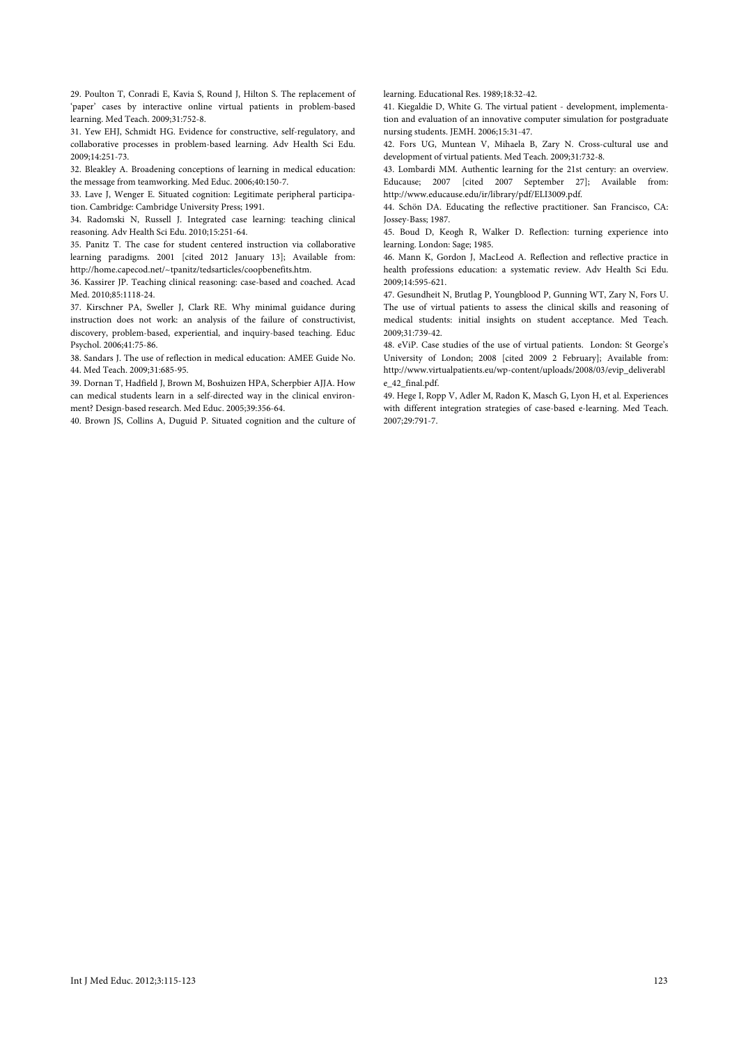29. Poulton T, Conradi E, Kavia S, Round J, Hilton S. The replacement of 'paper' cases by interactive online virtual patients in problem-based learning. Med Teach. 2009;31:752-8.

31. Yew EHJ, Schmidt HG. Evidence for constructive, self-regulatory, and collaborative processes in problem-based learning. Adv Health Sci Edu. 2009;14:251-73.

32. Bleakley A. Broadening conceptions of learning in medical education: the message from teamworking. Med Educ. 2006;40:150-7.

33. Lave J, Wenger E. Situated cognition: Legitimate peripheral participation. Cambridge: Cambridge University Press; 1991.

34. Radomski N, Russell J. Integrated case learning: teaching clinical reasoning. Adv Health Sci Edu. 2010;15:251-64.

35. Panitz T. The case for student centered instruction via collaborative learning paradigms. 2001 [cited 2012 January 13]; Available from: http://home.capecod.net/~tpanitz/tedsarticles/coopbenefits.htm.

36. Kassirer JP. Teaching clinical reasoning: case-based and coached. Acad Med. 2010;85:1118-24.

37. Kirschner PA, Sweller J, Clark RE. Why minimal guidance during instruction does not work: an analysis of the failure of constructivist, discovery, problem-based, experiential, and inquiry-based teaching. Educ Psychol. 2006;41:75-86.

38. Sandars J. The use of reflection in medical education: AMEE Guide No. 44. Med Teach. 2009;31:685-95.

39. Dornan T, Hadfield J, Brown M, Boshuizen HPA, Scherpbier AJJA. How can medical students learn in a self-directed way in the clinical environment? Design-based research. Med Educ. 2005;39:356-64.

40. Brown JS, Collins A, Duguid P. Situated cognition and the culture of learning. Educational Res. 1989;18:32-42.

41. Kiegaldie D, White G. The virtual patient - development, implementation and evaluation of an innovative computer simulation for postgraduate nursing students. JEMH. 2006;15:31-47.

42. Fors UG, Muntean V, Mihaela B, Zary N. Cross-cultural use and development of virtual patients. Med Teach. 2009;31:732-8.

43. Lombardi MM. Authentic learning for the 21st century: an overview. Educause; 2007 [cited 2007 September 27]; Available from: http://www.educause.edu/ir/library/pdf/ELI3009.pdf.

44. Schön DA. Educating the reflective practitioner. San Francisco, CA: Jossey-Bass; 1987.

45. Boud D, Keogh R, Walker D. Reflection: turning experience into learning. London: Sage; 1985.

46. Mann K, Gordon J, MacLeod A. Reflection and reflective practice in health professions education: a systematic review. Adv Health Sci Edu. 2009;14:595-621.

47. Gesundheit N, Brutlag P, Youngblood P, Gunning WT, Zary N, Fors U. The use of virtual patients to assess the clinical skills and reasoning of medical students: initial insights on student acceptance. Med Teach. 2009;31:739-42.

48. eViP. Case studies of the use of virtual patients. London: St George's University of London; 2008 [cited 2009 2 February]; Available from: http://www.virtualpatients.eu/wp-content/uploads/2008/03/evip_deliverable_42_final.pdf.

49. Hege I, Ropp V, Adler M, Radon K, Masch G, Lyon H, et al. Experiences with different integration strategies of case-based e-learning. Med Teach. 2007;29:791-7.